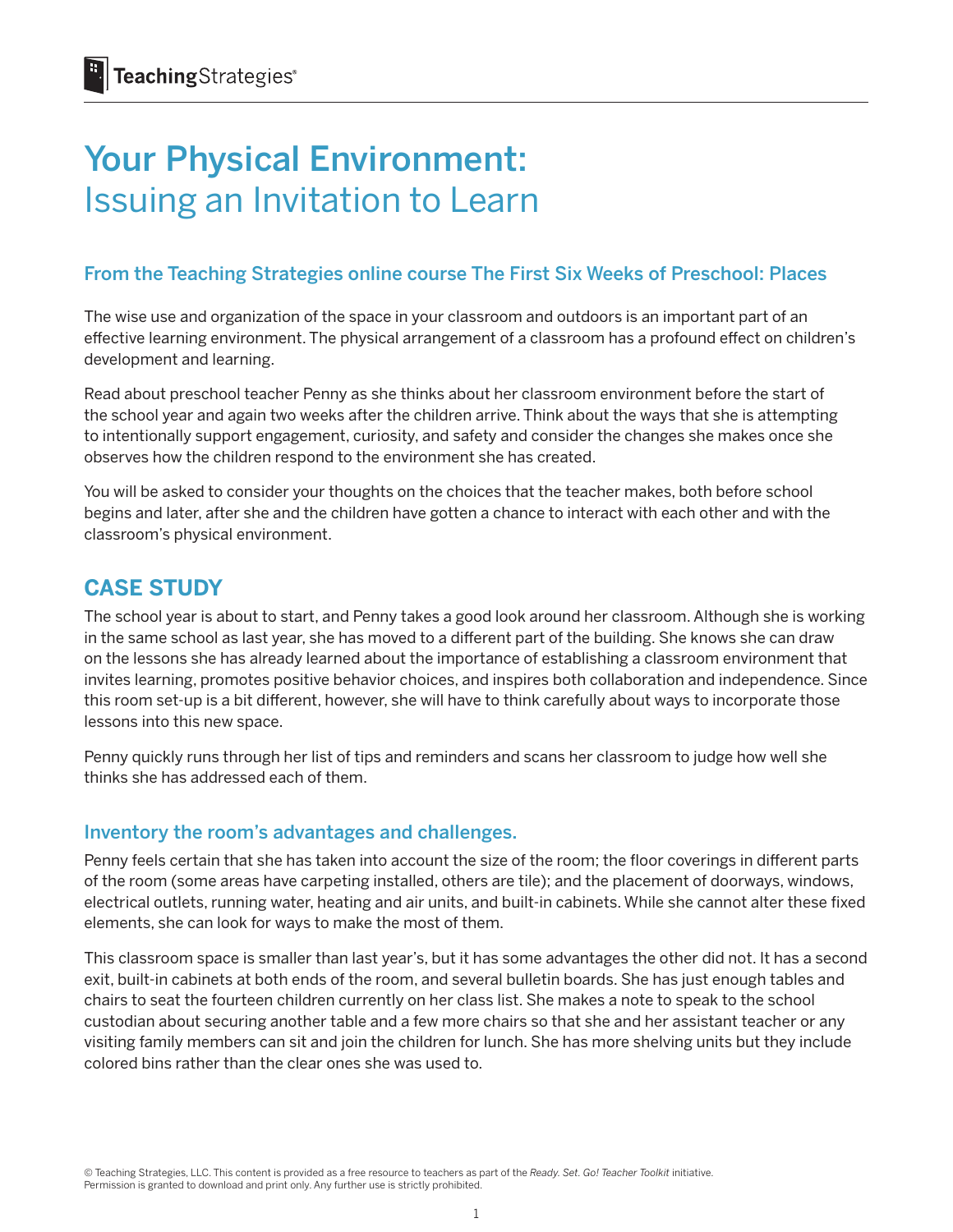# Your Physical Environment: Issuing an Invitation to Learn

### From the Teaching Strategies online course The First Six Weeks of Preschool: Places

The wise use and organization of the space in your classroom and outdoors is an important part of an effective learning environment. The physical arrangement of a classroom has a profound effect on children's development and learning.

Read about preschool teacher Penny as she thinks about her classroom environment before the start of the school year and again two weeks after the children arrive. Think about the ways that she is attempting to intentionally support engagement, curiosity, and safety and consider the changes she makes once she observes how the children respond to the environment she has created.

You will be asked to consider your thoughts on the choices that the teacher makes, both before school begins and later, after she and the children have gotten a chance to interact with each other and with the classroom's physical environment.

## CASE STUDY

The school year is about to start, and Penny takes a good look around her classroom. Although she is working in the same school as last year, she has moved to a different part of the building. She knows she can draw on the lessons she has already learned about the importance of establishing a classroom environment that invites learning, promotes positive behavior choices, and inspires both collaboration and independence. Since this room set-up is a bit different, however, she will have to think carefully about ways to incorporate those lessons into this new space.

Penny quickly runs through her list of tips and reminders and scans her classroom to judge how well she thinks she has addressed each of them.

### Inventory the room's advantages and challenges.

Penny feels certain that she has taken into account the size of the room; the floor coverings in different parts of the room (some areas have carpeting installed, others are tile); and the placement of doorways, windows, electrical outlets, running water, heating and air units, and built-in cabinets. While she cannot alter these fixed elements, she can look for ways to make the most of them.

This classroom space is smaller than last year's, but it has some advantages the other did not. It has a second exit, built-in cabinets at both ends of the room, and several bulletin boards. She has just enough tables and chairs to seat the fourteen children currently on her class list. She makes a note to speak to the school custodian about securing another table and a few more chairs so that she and her assistant teacher or any visiting family members can sit and join the children for lunch. She has more shelving units but they include colored bins rather than the clear ones she was used to.

© Teaching Strategies, LLC. This content is provided as a free resource to teachers as part of the *Ready. Set. Go! Teacher Toolkit* initiative. Permission is granted to download and print only. Any further use is strictly prohibited.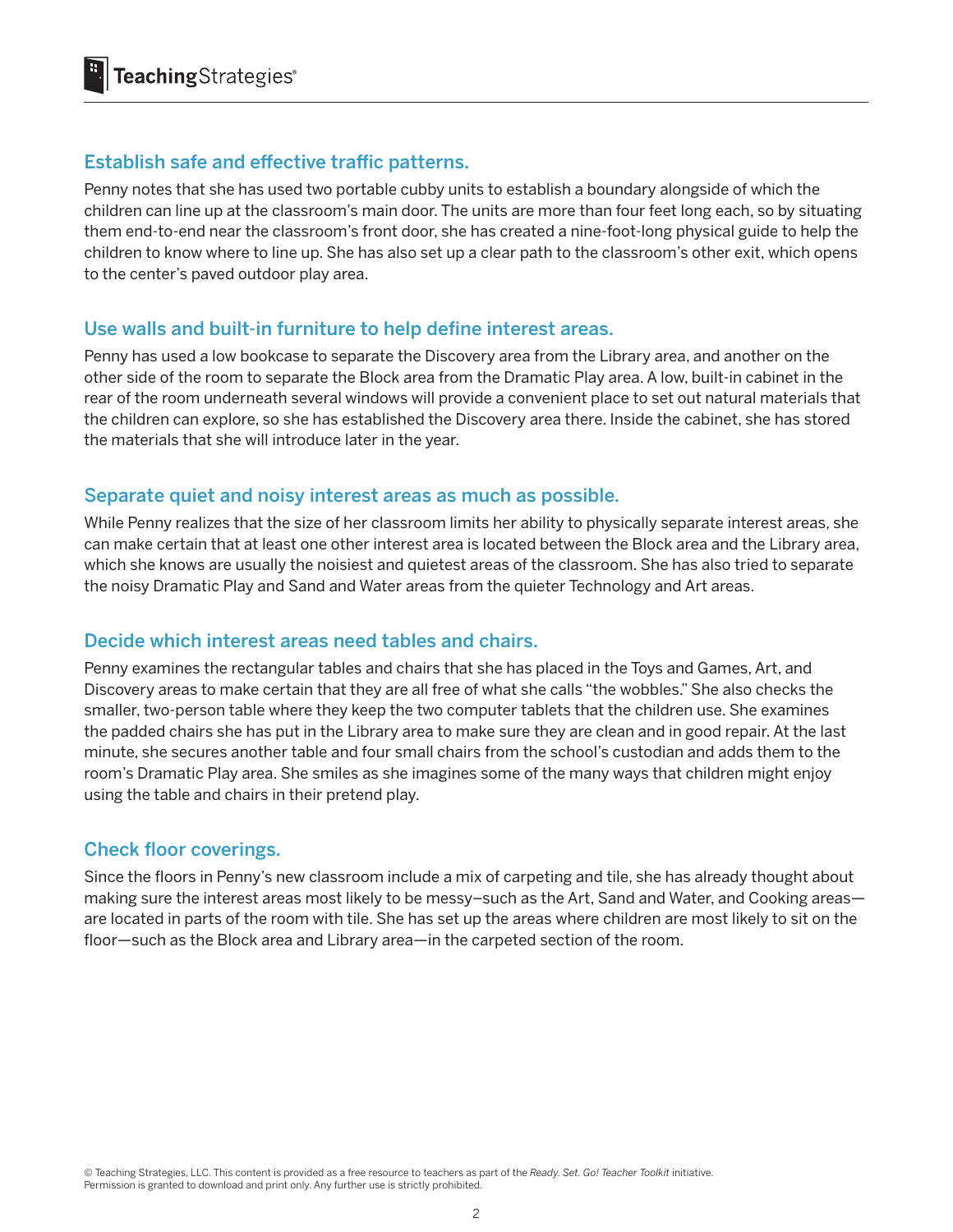## Establish safe and effective traffic patterns.

Penny notes that she has used two portable cubby units to establish a boundary alongside of which the children can line up at the classroom's main door. The units are more than four feet long each, so by situating them end-to-end near the classroom's front door, she has created a nine-foot-long physical guide to help the children to know where to line up. She has also set up a clear path to the classroom's other exit, which opens to the center's paved outdoor play area.

## Use walls and built-in furniture to help define interest areas.

Penny has used a low bookcase to separate the Discovery area from the Library area, and another on the other side of the room to separate the Block area from the Dramatic Play area. A low, built-in cabinet in the rear of the room underneath several windows will provide a convenient place to set out natural materials that the children can explore, so she has established the Discovery area there. Inside the cabinet, she has stored the materials that she will introduce later in the year.

## Separate quiet and noisy interest areas as much as possible.

While Penny realizes that the size of her classroom limits her ability to physically separate interest areas, she can make certain that at least one other interest area is located between the Block area and the Library area, which she knows are usually the noisiest and quietest areas of the classroom. She has also tried to separate the noisy Dramatic Play and Sand and Water areas from the quieter Technology and Art areas.

## Decide which interest areas need tables and chairs.

Penny examines the rectangular tables and chairs that she has placed in the Toys and Games, Art, and Discovery areas to make certain that they are all free of what she calls "the wobbles." She also checks the smaller, two-person table where they keep the two computer tablets that the children use. She examines the padded chairs she has put in the Library area to make sure they are clean and in good repair. At the last minute, she secures another table and four small chairs from the school's custodian and adds them to the room's Dramatic Play area. She smiles as she imagines some of the many ways that children might enjoy using the table and chairs in their pretend play.

## Check floor coverings.

Since the floors in Penny's new classroom include a mix of carpeting and tile, she has already thought about making sure the interest areas most likely to be messy–such as the Art, Sand and Water, and Cooking areas—are located in parts of the room with tile. She has set up the areas where children are most likely to sit on the floor—such as the Block area and Library area—in the carpeted section of the room.

© Teaching Strategies, LLC. This content is provided as a free resource to teachers as part of the *Ready. Set. Go! Teacher Toolkit* initiative.
Permission is granted to download and print only. Any further use is strictly prohibited.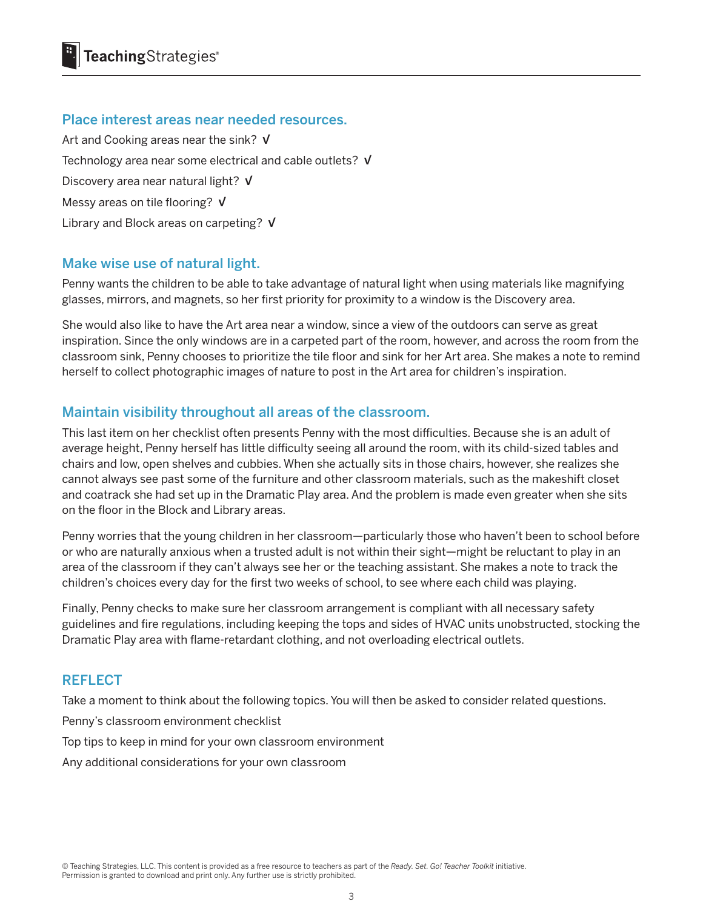## Place interest areas near needed resources.

Art and Cooking areas near the sink? √

Technology area near some electrical and cable outlets? √

Discovery area near natural light? √

Messy areas on tile flooring? √

Library and Block areas on carpeting? √

## Make wise use of natural light.

Penny wants the children to be able to take advantage of natural light when using materials like magnifying glasses, mirrors, and magnets, so her first priority for proximity to a window is the Discovery area.

She would also like to have the Art area near a window, since a view of the outdoors can serve as great inspiration. Since the only windows are in a carpeted part of the room, however, and across the room from the classroom sink, Penny chooses to prioritize the tile floor and sink for her Art area. She makes a note to remind herself to collect photographic images of nature to post in the Art area for children's inspiration.

## Maintain visibility throughout all areas of the classroom.

This last item on her checklist often presents Penny with the most difficulties. Because she is an adult of average height, Penny herself has little difficulty seeing all around the room, with its child-sized tables and chairs and low, open shelves and cubbies. When she actually sits in those chairs, however, she realizes she cannot always see past some of the furniture and other classroom materials, such as the makeshift closet and coatrack she had set up in the Dramatic Play area. And the problem is made even greater when she sits on the floor in the Block and Library areas.

Penny worries that the young children in her classroom—particularly those who haven't been to school before or who are naturally anxious when a trusted adult is not within their sight—might be reluctant to play in an area of the classroom if they can't always see her or the teaching assistant. She makes a note to track the children's choices every day for the first two weeks of school, to see where each child was playing.

Finally, Penny checks to make sure her classroom arrangement is compliant with all necessary safety guidelines and fire regulations, including keeping the tops and sides of HVAC units unobstructed, stocking the Dramatic Play area with flame-retardant clothing, and not overloading electrical outlets.

## REFLECT

Take a moment to think about the following topics. You will then be asked to consider related questions.

Penny's classroom environment checklist

Top tips to keep in mind for your own classroom environment

Any additional considerations for your own classroom

© Teaching Strategies, LLC. This content is provided as a free resource to teachers as part of the *Ready. Set. Go! Teacher Toolkit* initiative.
Permission is granted to download and print only. Any further use is strictly prohibited.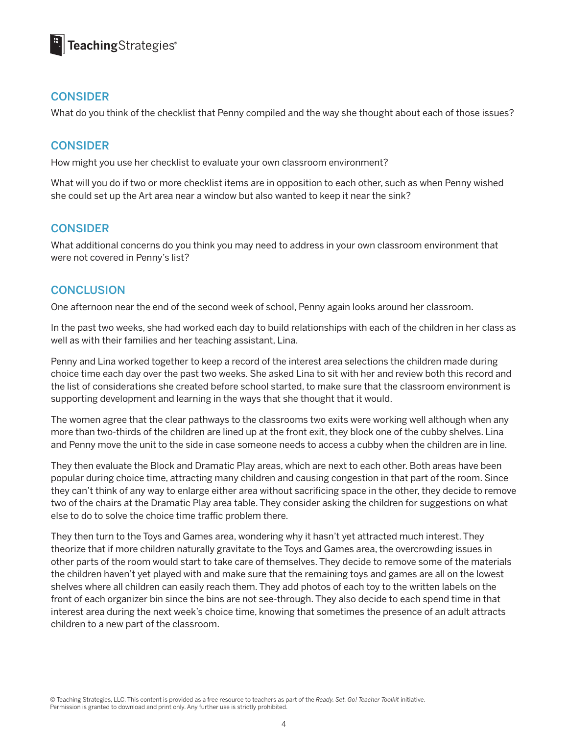## CONSIDER

What do you think of the checklist that Penny compiled and the way she thought about each of those issues?

## CONSIDER

How might you use her checklist to evaluate your own classroom environment?

What will you do if two or more checklist items are in opposition to each other, such as when Penny wished she could set up the Art area near a window but also wanted to keep it near the sink?

## CONSIDER

What additional concerns do you think you may need to address in your own classroom environment that were not covered in Penny's list?

## CONCLUSION

One afternoon near the end of the second week of school, Penny again looks around her classroom.

In the past two weeks, she had worked each day to build relationships with each of the children in her class as well as with their families and her teaching assistant, Lina.

Penny and Lina worked together to keep a record of the interest area selections the children made during choice time each day over the past two weeks. She asked Lina to sit with her and review both this record and the list of considerations she created before school started, to make sure that the classroom environment is supporting development and learning in the ways that she thought that it would.

The women agree that the clear pathways to the classrooms two exits were working well although when any more than two-thirds of the children are lined up at the front exit, they block one of the cubby shelves. Lina and Penny move the unit to the side in case someone needs to access a cubby when the children are in line.

They then evaluate the Block and Dramatic Play areas, which are next to each other. Both areas have been popular during choice time, attracting many children and causing congestion in that part of the room. Since they can't think of any way to enlarge either area without sacrificing space in the other, they decide to remove two of the chairs at the Dramatic Play area table. They consider asking the children for suggestions on what else to do to solve the choice time traffic problem there.

They then turn to the Toys and Games area, wondering why it hasn't yet attracted much interest. They theorize that if more children naturally gravitate to the Toys and Games area, the overcrowding issues in other parts of the room would start to take care of themselves. They decide to remove some of the materials the children haven't yet played with and make sure that the remaining toys and games are all on the lowest shelves where all children can easily reach them. They add photos of each toy to the written labels on the front of each organizer bin since the bins are not see-through. They also decide to each spend time in that interest area during the next week's choice time, knowing that sometimes the presence of an adult attracts children to a new part of the classroom.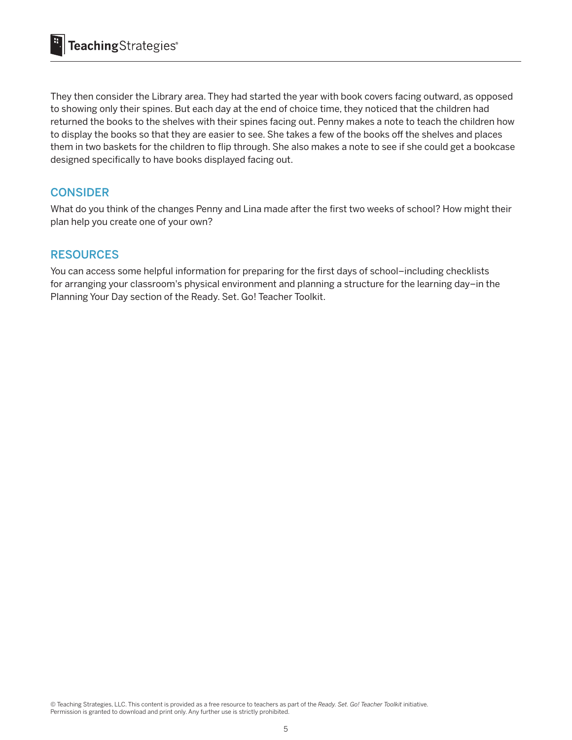They then consider the Library area. They had started the year with book covers facing outward, as opposed to showing only their spines. But each day at the end of choice time, they noticed that the children had returned the books to the shelves with their spines facing out. Penny makes a note to teach the children how to display the books so that they are easier to see. She takes a few of the books off the shelves and places them in two baskets for the children to flip through. She also makes a note to see if she could get a bookcase designed specifically to have books displayed facing out.

## CONSIDER

What do you think of the changes Penny and Lina made after the first two weeks of school? How might their plan help you create one of your own?

## RESOURCES

You can access some helpful information for preparing for the first days of school–including checklists for arranging your classroom's physical environment and planning a structure for the learning day–in the Planning Your Day section of the Ready. Set. Go! Teacher Toolkit.

© Teaching Strategies, LLC. This content is provided as a free resource to teachers as part of the *Ready. Set. Go! Teacher Toolkit* initiative.
Permission is granted to download and print only. Any further use is strictly prohibited.